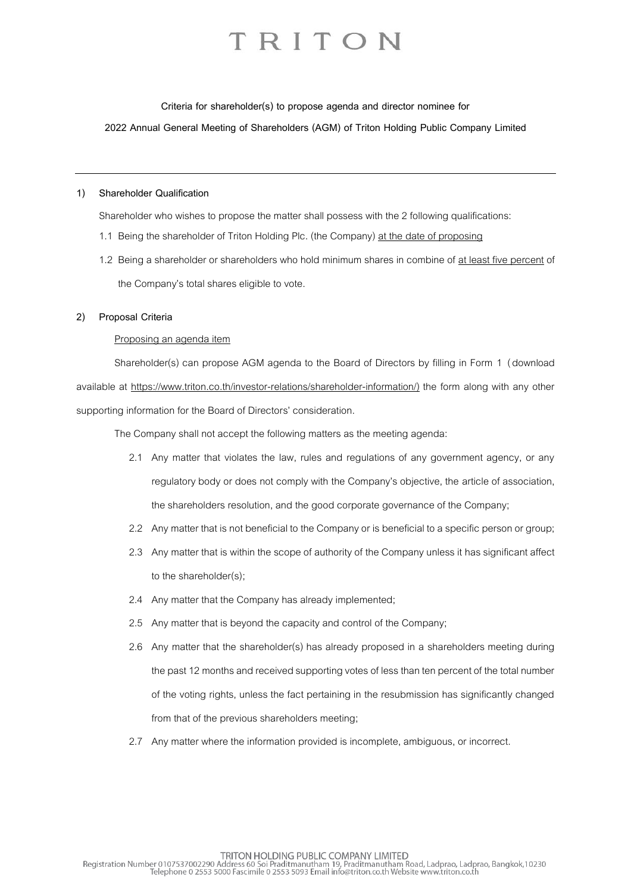# TRITON

**Criteria for shareholder(s) to propose agenda and director nominee for**

**2022 Annual General Meeting of Shareholders (AGM) of Triton Holding Public Company Limited**

---

**1) Shareholder Qualification**

Shareholder who wishes to propose the matter shall possess with the 2 following qualifications:

1.1 Being the shareholder of Triton Holding Plc. (the Company) at the date of proposing

1.2 Being a shareholder or shareholders who hold minimum shares in combine of at least five percent of the Company's total shares eligible to vote.

**2) Proposal Criteria**

Proposing an agenda item

Shareholder(s) can propose AGM agenda to the Board of Directors by filling in Form 1 (download available at https://www.triton.co.th/investor-relations/shareholder-information/) the form along with any other supporting information for the Board of Directors' consideration.

The Company shall not accept the following matters as the meeting agenda:

2.1 Any matter that violates the law, rules and regulations of any government agency, or any regulatory body or does not comply with the Company's objective, the article of association, the shareholders resolution, and the good corporate governance of the Company;

2.2 Any matter that is not beneficial to the Company or is beneficial to a specific person or group;

2.3 Any matter that is within the scope of authority of the Company unless it has significant affect to the shareholder(s);

2.4 Any matter that the Company has already implemented;

2.5 Any matter that is beyond the capacity and control of the Company;

2.6 Any matter that the shareholder(s) has already proposed in a shareholders meeting during the past 12 months and received supporting votes of less than ten percent of the total number of the voting rights, unless the fact pertaining in the resubmission has significantly changed from that of the previous shareholders meeting;

2.7 Any matter where the information provided is incomplete, ambiguous, or incorrect.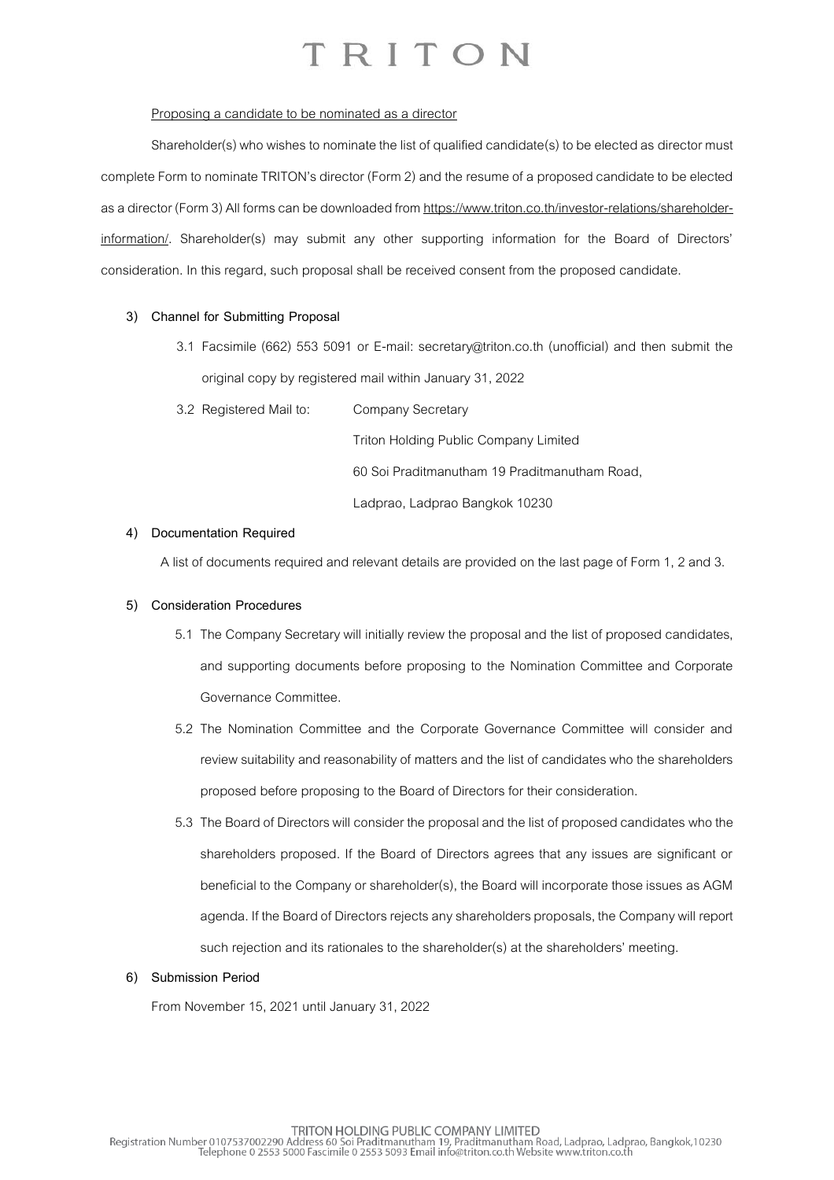Proposing a candidate to be nominated as a director

Shareholder(s) who wishes to nominate the list of qualified candidate(s) to be elected as director must complete Form to nominate TRITON's director (Form 2) and the resume of a proposed candidate to be elected as a director (Form 3) All forms can be downloaded from https://www.triton.co.th/investor-relations/shareholder-information/. Shareholder(s) may submit any other supporting information for the Board of Directors' consideration. In this regard, such proposal shall be received consent from the proposed candidate.

**3) Channel for Submitting Proposal**

3.1 Facsimile (662) 553 5091 or E-mail: secretary@triton.co.th (unofficial) and then submit the original copy by registered mail within January 31, 2022

3.2 Registered Mail to: Company Secretary
Triton Holding Public Company Limited
60 Soi Praditmanutham 19 Praditmanutham Road,
Ladprao, Ladprao Bangkok 10230

**4) Documentation Required**

A list of documents required and relevant details are provided on the last page of Form 1, 2 and 3.

**5) Consideration Procedures**

5.1 The Company Secretary will initially review the proposal and the list of proposed candidates, and supporting documents before proposing to the Nomination Committee and Corporate Governance Committee.

5.2 The Nomination Committee and the Corporate Governance Committee will consider and review suitability and reasonability of matters and the list of candidates who the shareholders proposed before proposing to the Board of Directors for their consideration.

5.3 The Board of Directors will consider the proposal and the list of proposed candidates who the shareholders proposed. If the Board of Directors agrees that any issues are significant or beneficial to the Company or shareholder(s), the Board will incorporate those issues as AGM agenda. If the Board of Directors rejects any shareholders proposals, the Company will report such rejection and its rationales to the shareholder(s) at the shareholders' meeting.

**6) Submission Period**

From November 15, 2021 until January 31, 2022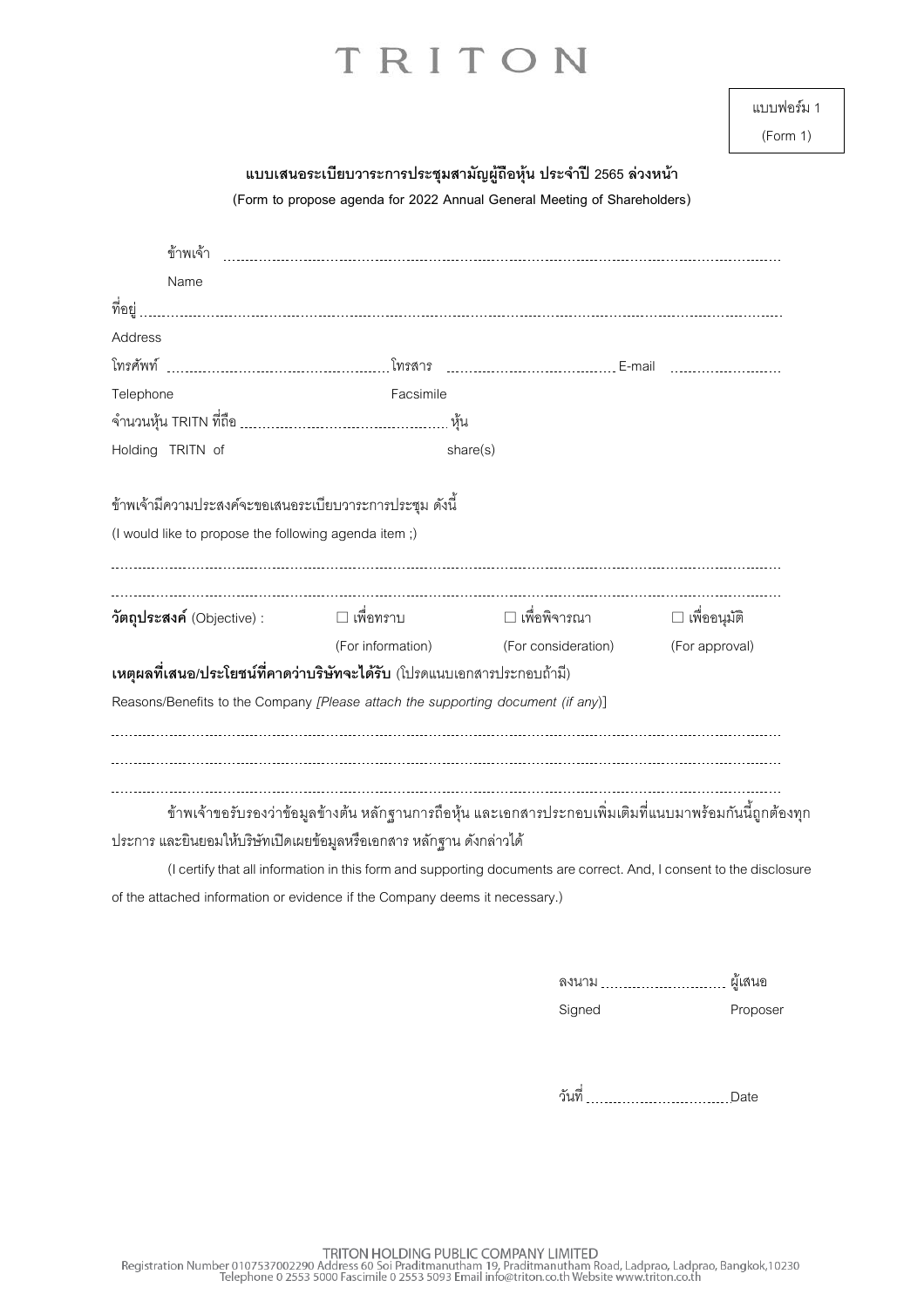# TRITON

แบบฟอร์ม 1
(Form 1)

**แบบเสนอระเบียบวาระการประชุมสามัญผู้ถือหุ้น ประจำปี 2565 ล่วงหน้า**

**(Form to propose agenda for 2022 Annual General Meeting of Shareholders)**

ข้าพเจ้า ...........................................................................................................................................................

Name

ที่อยู่ ..................................................................................................................................................................

Address

โทรศัพท์ ............................................... โทรสาร .............................................. E-mail .........................

Telephone Facsimile

จำนวนหุ้น TRITN ที่ถือ ............................................ หุ้น

Holding TRITN of share(s)

ข้าพเจ้ามีความประสงค์จะขอเสนอระเบียบวาระการประชุม ดังนี้

(I would like to propose the following agenda item ;)

..........................................................................................................................................................................

..........................................................................................................................................................................

**วัตถุประสงค์** (Objective) : ☐ เพื่อทราบ (For information) ☐ เพื่อพิจารณา (For consideration) ☐ เพื่ออนุมัติ (For approval)

**เหตุผลที่เสนอ/ประโยชน์ที่คาดว่าบริษัทจะได้รับ** (โปรดแนบเอกสารประกอบถ้ามี)

Reasons/Benefits to the Company *[Please attach the supporting document (if any)*]

..........................................................................................................................................................................

..........................................................................................................................................................................

..........................................................................................................................................................................

ข้าพเจ้าขอรับรองว่าข้อมูลข้างต้น หลักฐานการถือหุ้น และเอกสารประกอบเพิ่มเติมที่แนบมาพร้อมกันนี้ถูกต้องทุกประการ และยินยอมให้บริษัทเปิดเผยข้อมูลหรือเอกสาร หลักฐาน ดังกล่าวได้

(I certify that all information in this form and supporting documents are correct. And, I consent to the disclosure of the attached information or evidence if the Company deems it necessary.)

ลงนาม ................................ ผู้เสนอ

Signed Proposer

วันที่ ................................ Date

TRITON HOLDING PUBLIC COMPANY LIMITED
Registration Number 0107537002290 Address 60 Soi Praditmanutham 19, Praditmanutham Road, Ladprao, Ladprao, Bangkok,10230
Telephone 0 2553 5000 Fascimile 0 2553 5093 Email info@triton.co.th Website www.triton.co.th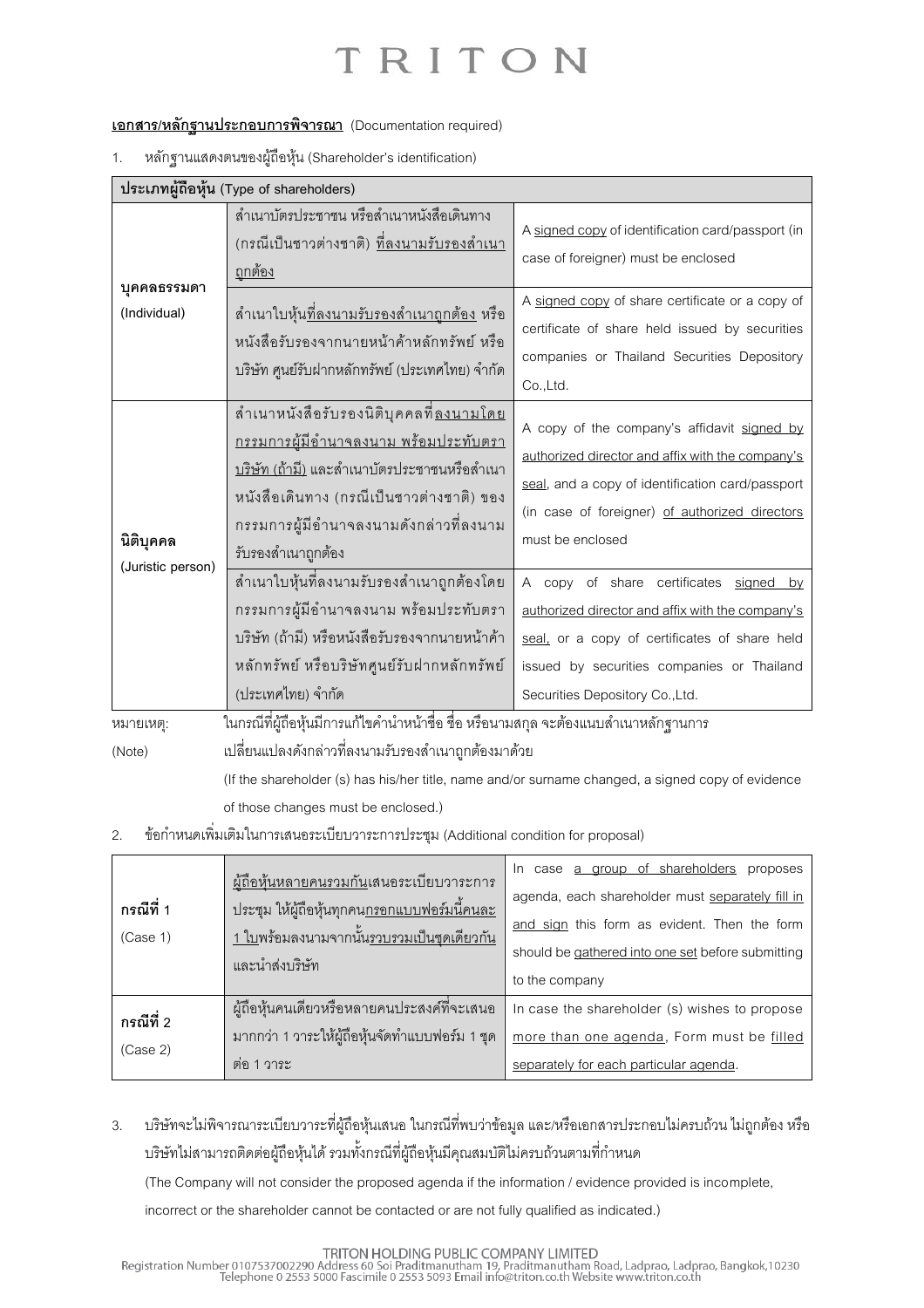# TRITON

**<u>เอกสาร/หลักฐานประกอบการพิจารณา</u>** (Documentation required)

1. หลักฐานแสดงตนของผู้ถือหุ้น (Shareholder's identification)

| **ประเภทผู้ถือหุ้น (Type of shareholders)** | | |
|---|---|---|
| **บุคคลธรรมดา** (Individual) | สำเนาบัตรประชาชน หรือสำเนาหนังสือเดินทาง (กรณีเป็นชาวต่างชาติ) <u>ที่ลงนามรับรองสำเนาถูกต้อง</u> | A <u>signed copy</u> of identification card/passport (in case of foreigner) must be enclosed |
| | สำเนาใบหุ้น<u>ที่ลงนามรับรองสำเนาถูกต้อง</u> หรือหนังสือรับรองจากนายหน้าค้าหลักทรัพย์ หรือ บริษัท ศูนย์รับฝากหลักทรัพย์ (ประเทศไทย) จำกัด | A <u>signed copy</u> of share certificate or a copy of certificate of share held issued by securities companies or Thailand Securities Depository Co.,Ltd. |
| **นิติบุคคล** (Juristic person) | สำเนาหนังสือรับรองนิติบุคคลที่<u>ลงนามโดยกรรมการผู้มีอำนาจลงนาม พร้อมประทับตราบริษัท (ถ้ามี)</u> และสำเนาบัตรประชาชนหรือสำเนาหนังสือเดินทาง (กรณีเป็นชาวต่างชาติ) ของกรรมการผู้มีอำนาจลงนามดังกล่าวที่ลงนามรับรองสำเนาถูกต้อง | A copy of the company's affidavit <u>signed by authorized director and affix with the company's seal</u>, and a copy of identification card/passport (in case of foreigner) <u>of authorized directors</u> must be enclosed |
| | สำเนาใบหุ้นที่ลงนามรับรองสำเนาถูกต้องโดยกรรมการผู้มีอำนาจลงนาม พร้อมประทับตราบริษัท (ถ้ามี) หรือหนังสือรับรองจากนายหน้าค้าหลักทรัพย์ หรือบริษัทศูนย์รับฝากหลักทรัพย์ (ประเทศไทย) จำกัด | A copy of share certificates <u>signed by authorized director and affix with the company's seal,</u> or a copy of certificates of share held issued by securities companies or Thailand Securities Depository Co.,Ltd. |

หมายเหตุ: (Note) ในกรณีที่ผู้ถือหุ้นมีการแก้ไขคำนำหน้าชื่อ ชื่อ หรือนามสกุล จะต้องแนบสำเนาหลักฐานการเปลี่ยนแปลงดังกล่าวที่ลงนามรับรองสำเนาถูกต้องมาด้วย

(If the shareholder (s) has his/her title, name and/or surname changed, a signed copy of evidence of those changes must be enclosed.)

2. ข้อกำหนดเพิ่มเติมในการเสนอระเบียบวาระการประชุม (Additional condition for proposal)

| | | |
|---|---|---|
| **กรณีที่ 1** (Case 1) | <u>ผู้ถือหุ้นหลายคนรวมกัน</u>เสนอระเบียบวาระการประชุม ให้ผู้ถือหุ้นทุกคน<u>กรอกแบบฟอร์มนี้คนละ 1 ใบ</u>พร้อมลงนามจากนั้น<u>รวบรวมเป็นชุดเดียวกัน</u>และนำส่งบริษัท | In case <u>a group of shareholders</u> proposes agenda, each shareholder must <u>separately fill in and sign</u> this form as evident. Then the form should be <u>gathered into one set</u> before submitting to the company |
| **กรณีที่ 2** (Case 2) | ผู้ถือหุ้นคนเดียวหรือหลายคนประสงค์ที่จะเสนอมากกว่า 1 วาระให้ผู้ถือหุ้นจัดทำแบบฟอร์ม 1 ชุด ต่อ 1 วาระ | In case the shareholder (s) wishes to propose <u>more than one agenda</u>, Form must be <u>filled separately for each particular agenda</u>. |

3. บริษัทจะไม่พิจารณาระเบียบวาระที่ผู้ถือหุ้นเสนอ ในกรณีที่พบว่าข้อมูล และ/หรือเอกสารประกอบไม่ครบถ้วน ไม่ถูกต้อง หรือบริษัทไม่สามารถติดต่อผู้ถือหุ้นได้ รวมทั้งกรณีที่ผู้ถือหุ้นมีคุณสมบัติไม่ครบถ้วนตามที่กำหนด

   (The Company will not consider the proposed agenda if the information / evidence provided is incomplete, incorrect or the shareholder cannot be contacted or are not fully qualified as indicated.)

TRITON HOLDING PUBLIC COMPANY LIMITED
Registration Number 0107537002290 Address 60 Soi Praditmanutham 19, Praditmanutham Road, Ladprao, Ladprao, Bangkok,10230
Telephone 0 2553 5000 Fascimile 0 2553 5093 Email info@triton.co.th Website www.triton.co.th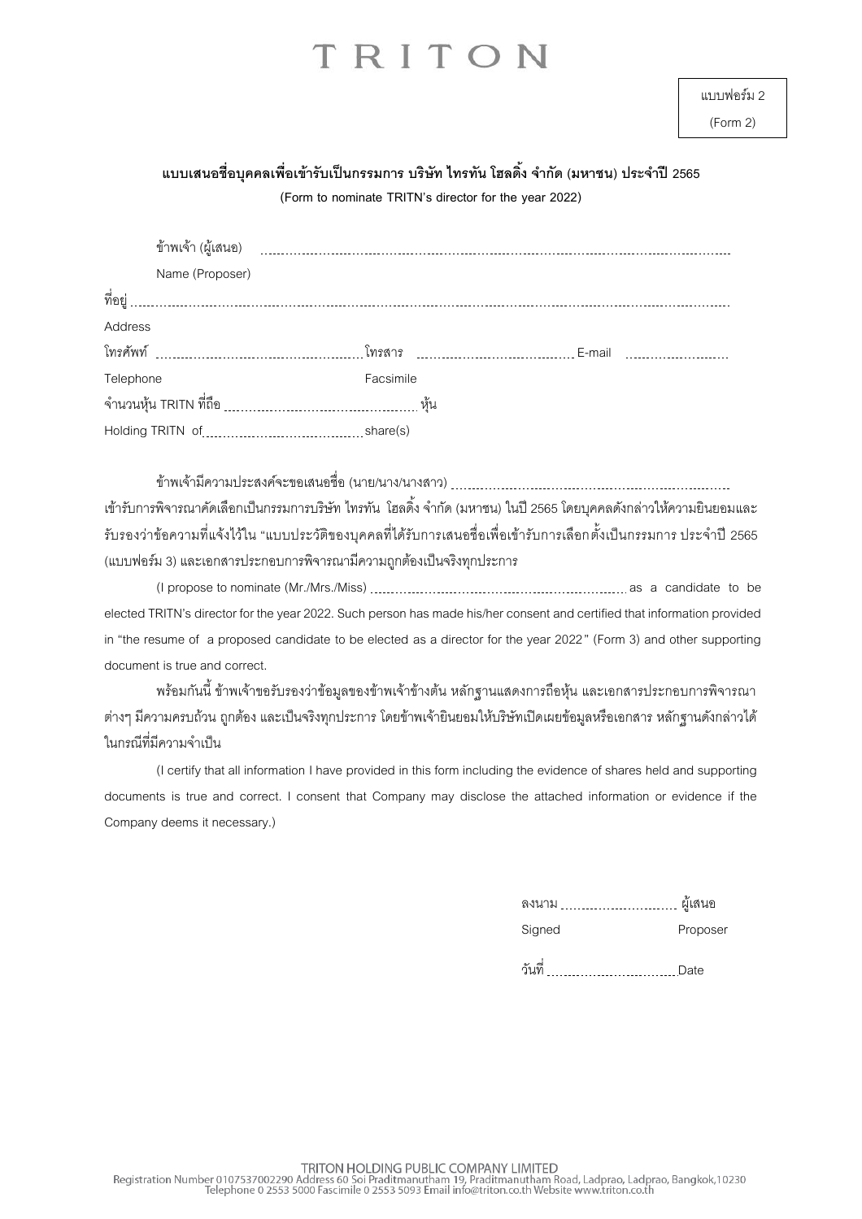# TRITON

แบบฟอร์ม 2
(Form 2)

**แบบเสนอชื่อบุคคลเพื่อเข้ารับเป็นกรรมการ บริษัท ไทรทัน โฮลดิ้ง จำกัด (มหาชน) ประจำปี 2565**

**(Form to nominate TRITN's director for the year 2022)**

ข้าพเจ้า (ผู้เสนอ) ..............................................................................................................................

Name (Proposer)

ที่อยู่ ..............................................................................................................................................

Address

โทรศัพท์ .............................................. โทรสาร .............................................. E-mail ..............................

Telephone Facsimile

จำนวนหุ้น TRITN ที่ถือ .............................................. หุ้น

Holding TRITN of .............................................. share(s)

ข้าพเจ้ามีความประสงค์จะขอเสนอชื่อ (นาย/นาง/นางสาว) .............................................................................. เข้ารับการพิจารณาคัดเลือกเป็นกรรมการบริษัท ไทรทัน โฮลดิ้ง จำกัด (มหาชน) ในปี 2565 โดยบุคคลดังกล่าวให้ความยินยอมและรับรองว่าข้อความที่แจ้งไว้ใน "แบบประวัติของบุคคลที่ได้รับการเสนอชื่อเพื่อเข้ารับการเลือกตั้งเป็นกรรมการ ประจำปี 2565 (แบบฟอร์ม 3) และเอกสารประกอบการพิจารณามีความถูกต้องเป็นจริงทุกประการ

(I propose to nominate (Mr./Mrs./Miss) .............................................................................. as a candidate to be elected TRITN's director for the year 2022. Such person has made his/her consent and certified that information provided in "the resume of a proposed candidate to be elected as a director for the year 2022" (Form 3) and other supporting document is true and correct.

พร้อมกันนี้ ข้าพเจ้าขอรับรองว่าข้อมูลของข้าพเจ้าข้างต้น หลักฐานแสดงการถือหุ้น และเอกสารประกอบการพิจารณาต่างๆ มีความครบถ้วน ถูกต้อง และเป็นจริงทุกประการ โดยข้าพเจ้ายินยอมให้บริษัทเปิดเผยข้อมูลหรือเอกสาร หลักฐานดังกล่าวได้ในกรณีที่มีความจำเป็น

(I certify that all information I have provided in this form including the evidence of shares held and supporting documents is true and correct. I consent that Company may disclose the attached information or evidence if the Company deems it necessary.)

ลงนาม .............................. ผู้เสนอ

Signed Proposer

วันที่ .............................. Date

TRITON HOLDING PUBLIC COMPANY LIMITED
Registration Number 0107537002290 Address 60 Soi Praditmanutham 19, Praditmanutham Road, Ladprao, Ladprao, Bangkok,10230
Telephone 0 2553 5000 Fascimile 0 2553 5093 Email info@triton.co.th Website www.triton.co.th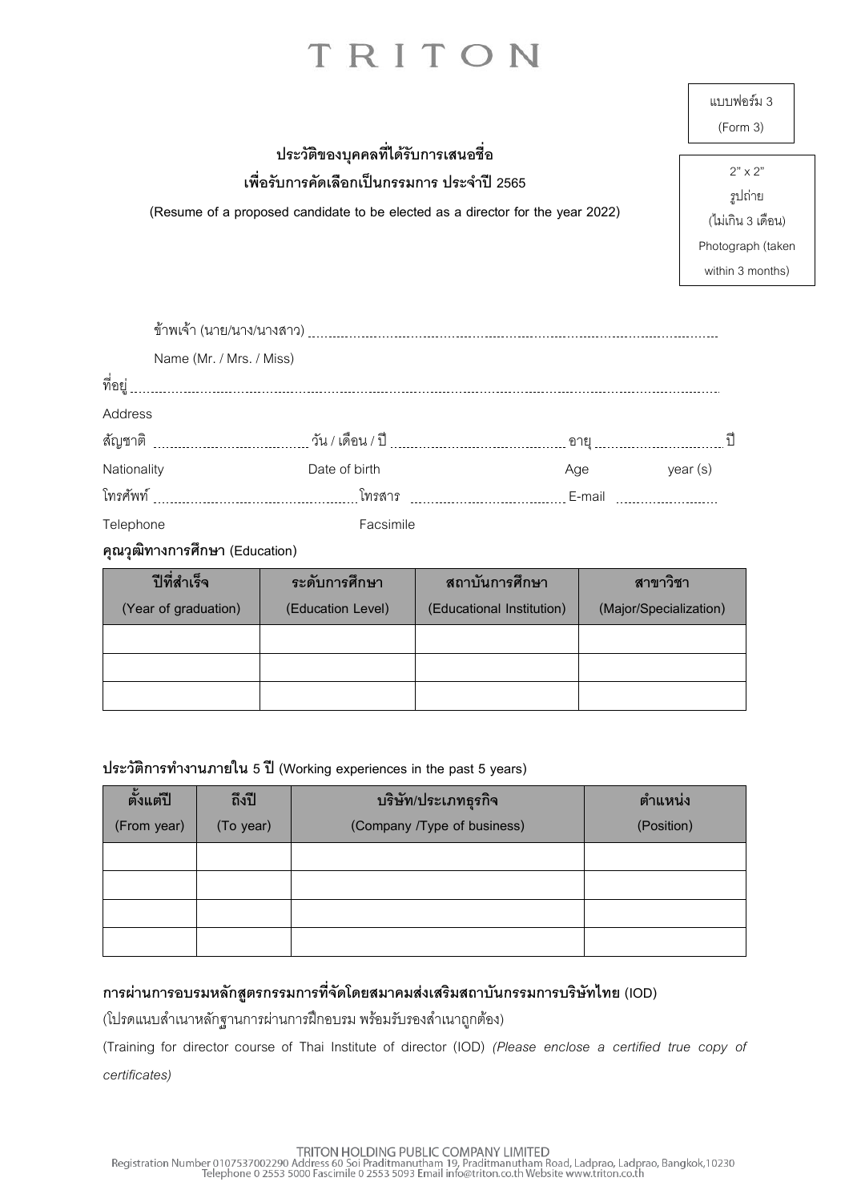# TRITON

แบบฟอร์ม 3
(Form 3)

2" x 2"
รูปถ่าย
(ไม่เกิน 3 เดือน)
Photograph (taken within 3 months)

**ประวัติของบุคคลที่ได้รับการเสนอชื่อ**
**เพื่อรับการคัดเลือกเป็นกรรมการ ประจำปี 2565**

(Resume of a proposed candidate to be elected as a director for the year 2022)

ข้าพเจ้า (นาย/นาง/นางสาว) ..............................................................................................................
Name (Mr. / Mrs. / Miss)

ที่อยู่ ....................................................................................................................................................
Address

สัญชาติ .............................. วัน / เดือน / ปี .............................................. อายุ ................................ ปี
Nationality Date of birth Age year (s)

โทรศัพท์ ............................................... โทรสาร ....................................... E-mail ........................
Telephone Facsimile

**คุณวุฒิทางการศึกษา (Education)**

| ปีที่สำเร็จ (Year of graduation) | ระดับการศึกษา (Education Level) | สถาบันการศึกษา (Educational Institution) | สาขาวิชา (Major/Specialization) |
|---|---|---|---|
| | | | |
| | | | |
| | | | |

**ประวัติการทำงานภายใน 5 ปี (Working experiences in the past 5 years)**

| ตั้งแต่ปี (From year) | ถึงปี (To year) | บริษัท/ประเภทธุรกิจ (Company /Type of business) | ตำแหน่ง (Position) |
|---|---|---|---|
| | | | |
| | | | |
| | | | |
| | | | |

**การผ่านการอบรมหลักสูตรกรรมการที่จัดโดยสมาคมส่งเสริมสถาบันกรรมการบริษัทไทย (IOD)**

(โปรดแนบสำเนาหลักฐานการผ่านการฝึกอบรม พร้อมรับรองสำเนาถูกต้อง)

(Training for director course of Thai Institute of director (IOD) *(Please enclose a certified true copy of certificates)*

TRITON HOLDING PUBLIC COMPANY LIMITED
Registration Number 0107537002290 Address 60 Soi Praditmanutham 19, Praditmanutham Road, Ladprao, Ladprao, Bangkok,10230
Telephone 0 2553 5000 Fascimile 0 2553 5093 Email info@triton.co.th Website www.triton.co.th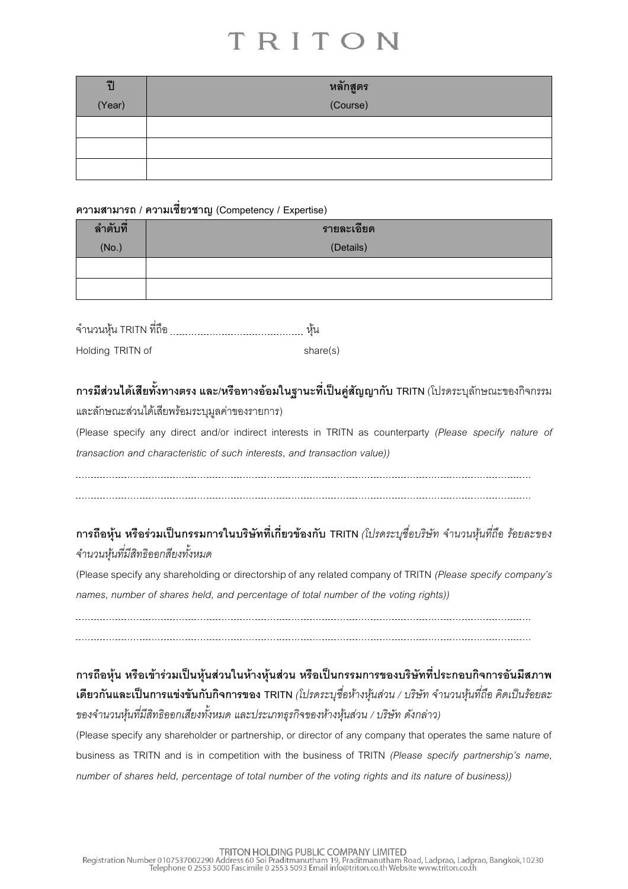# TRITON

| ปี<br>(Year) | หลักสูตร<br>(Course) |
|---|---|
| | |
| | |
| | |

**ความสามารถ / ความเชี่ยวชาญ (Competency / Expertise)**

| ลำดับที่<br>(No.) | รายละเอียด<br>(Details) |
|---|---|
| | |
| | |

จำนวนหุ้น TRITN ที่ถือ ............................................ หุ้น

Holding TRITN of share(s)

**การมีส่วนได้เสียทั้งทางตรง และ/หรือทางอ้อมในฐานะที่เป็นคู่สัญญากับ TRITN** (โปรดระบุลักษณะของกิจกรรมและลักษณะส่วนได้เสียพร้อมระบุมูลค่าของรายการ)

(Please specify any direct and/or indirect interests in TRITN as counterparty *(Please specify nature of transaction and characteristic of such interests, and transaction value))*

..................................................................................................................................................................

..................................................................................................................................................................

**การถือหุ้น หรือร่วมเป็นกรรมการในบริษัทที่เกี่ยวข้องกับ TRITN** *(โปรดระบุชื่อบริษัท จำนวนหุ้นที่ถือ ร้อยละของจำนวนหุ้นที่มีสิทธิออกเสียงทั้งหมด*

(Please specify any shareholding or directorship of any related company of TRITN *(Please specify company's names, number of shares held, and percentage of total number of the voting rights))*

..................................................................................................................................................................

..................................................................................................................................................................

**การถือหุ้น หรือเข้าร่วมเป็นหุ้นส่วนในห้างหุ้นส่วน หรือเป็นกรรมการของบริษัทที่ประกอบกิจการอันมีสภาพเดียวกันและเป็นการแข่งขันกับกิจการของ TRITN** *(โปรดระบุชื่อห้างหุ้นส่วน / บริษัท จำนวนหุ้นที่ถือ คิดเป็นร้อยละของจำนวนหุ้นที่มีสิทธิออกเสียงทั้งหมด และประเภทธุรกิจของห้างหุ้นส่วน / บริษัท ดังกล่าว)*

(Please specify any shareholder or partnership, or director of any company that operates the same nature of business as TRITN and is in competition with the business of TRITN *(Please specify partnership's name, number of shares held, percentage of total number of the voting rights and its nature of business))*

TRITON HOLDING PUBLIC COMPANY LIMITED
Registration Number 0107537002290 Address 60 Soi Praditmanutham 19, Praditmanutham Road, Ladprao, Ladprao, Bangkok,10230
Telephone 0 2553 5000 Fascimile 0 2553 5093 Email info@triton.co.th Website www.triton.co.th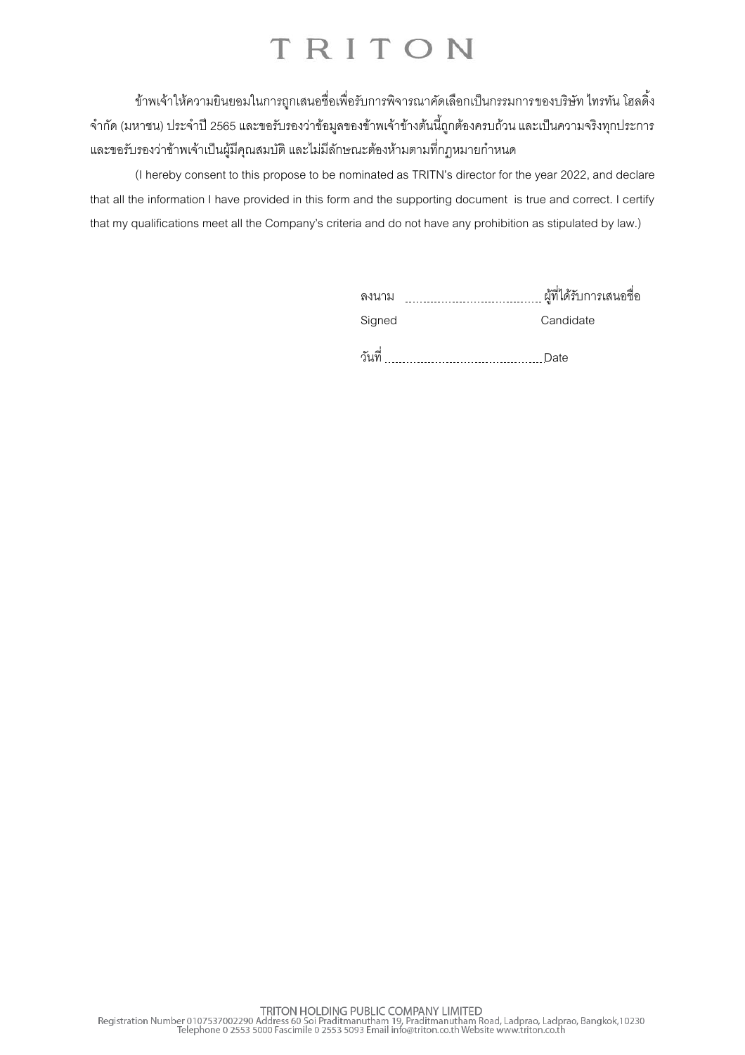# TRITON

ข้าพเจ้าให้ความยินยอมในการถูกเสนอชื่อเพื่อรับการพิจารณาคัดเลือกเป็นกรรมการของบริษัท ไทรทัน โฮลดิ้ง จำกัด (มหาชน) ประจำปี 2565 และขอรับรองว่าข้อมูลของข้าพเจ้าข้างต้นนี้ถูกต้องครบถ้วน และเป็นความจริงทุกประการ และขอรับรองว่าข้าพเจ้าเป็นผู้มีคุณสมบัติ และไม่มีลักษณะต้องห้ามตามที่กฎหมายกำหนด

(I hereby consent to this propose to be nominated as TRITN's director for the year 2022, and declare that all the information I have provided in this form and the supporting document is true and correct. I certify that my qualifications meet all the Company's criteria and do not have any prohibition as stipulated by law.)

ลงนาม .................................... ผู้ที่ได้รับการเสนอชื่อ

Signed Candidate

วันที่ .................................... Date

TRITON HOLDING PUBLIC COMPANY LIMITED
Registration Number 0107537002290 Address 60 Soi Praditmanutham 19, Praditmanutham Road, Ladprao, Ladprao, Bangkok,10230
Telephone 0 2553 5000 Fascimile 0 2553 5093 Email info@triton.co.th Website www.triton.co.th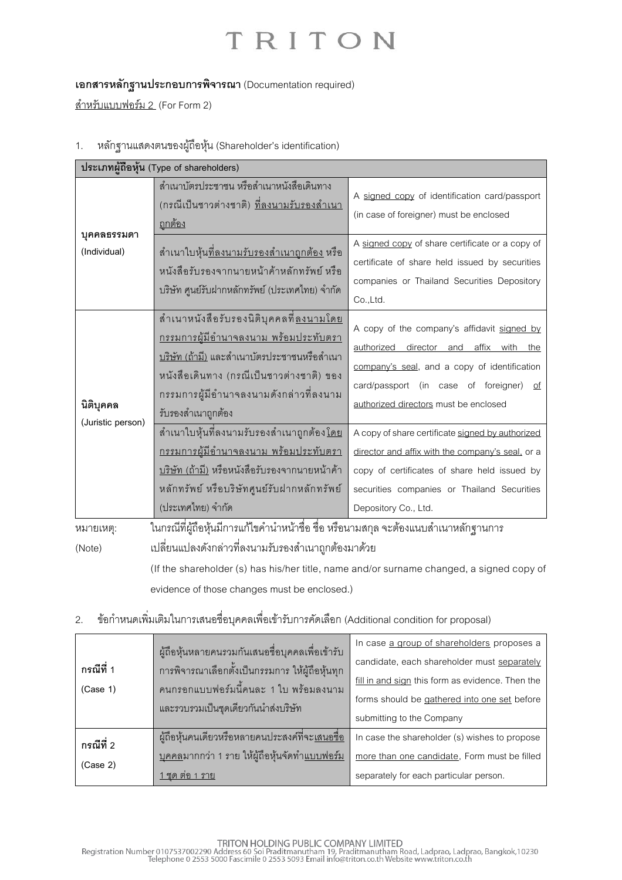**เอกสารหลักฐานประกอบการพิจารณา** (Documentation required)

สำหรับแบบฟอร์ม 2 (For Form 2)

1. หลักฐานแสดงตนของผู้ถือหุ้น (Shareholder's identification)

| **ประเภทผู้ถือหุ้น (Type of shareholders)** | | |
|---|---|---|
| **บุคคลธรรมดา** (Individual) | สำเนาบัตรประชาชน หรือสำเนาหนังสือเดินทาง (กรณีเป็นชาวต่างชาติ) ที่ลงนามรับรองสำเนาถูกต้อง | A signed copy of identification card/passport (in case of foreigner) must be enclosed |
| | สำเนาใบหุ้นที่ลงนามรับรองสำเนาถูกต้อง หรือ หนังสือรับรองจากนายหน้าค้าหลักทรัพย์ หรือ บริษัท ศูนย์รับฝากหลักทรัพย์ (ประเทศไทย) จำกัด | A signed copy of share certificate or a copy of certificate of share held issued by securities companies or Thailand Securities Depository Co.,Ltd. |
| **นิติบุคคล** (Juristic person) | สำเนาหนังสือรับรองนิติบุคคลที่ลงนามโดยกรรมการผู้มีอำนาจลงนาม พร้อมประทับตราบริษัท (ถ้ามี) และสำเนาบัตรประชาชนหรือสำเนาหนังสือเดินทาง (กรณีเป็นชาวต่างชาติ) ของกรรมการผู้มีอำนาจลงนามดังกล่าวที่ลงนามรับรองสำเนาถูกต้อง | A copy of the company's affidavit signed by authorized director and affix with the company's seal, and a copy of identification card/passport (in case of foreigner) of authorized directors must be enclosed |
| | สำเนาใบหุ้นที่ลงนามรับรองสำเนาถูกต้องโดยกรรมการผู้มีอำนาจลงนาม พร้อมประทับตราบริษัท (ถ้ามี) หรือหนังสือรับรองจากนายหน้าค้าหลักทรัพย์ หรือบริษัทศูนย์รับฝากหลักทรัพย์ (ประเทศไทย) จำกัด | A copy of share certificate signed by authorized director and affix with the company's seal, or a copy of certificates of share held issued by securities companies or Thailand Securities Depository Co., Ltd. |

หมายเหตุ: (Note) ในกรณีที่ผู้ถือหุ้นมีการแก้ไขคำนำหน้าชื่อ ชื่อ หรือนามสกุล จะต้องแนบสำเนาหลักฐานการเปลี่ยนแปลงดังกล่าวที่ลงนามรับรองสำเนาถูกต้องมาด้วย

(If the shareholder (s) has his/her title, name and/or surname changed, a signed copy of evidence of those changes must be enclosed.)

2. ข้อกำหนดเพิ่มเติมในการเสนอชื่อบุคคลเพื่อเข้ารับการคัดเลือก (Additional condition for proposal)

| | | |
|---|---|---|
| **กรณีที่ 1** (Case 1) | ผู้ถือหุ้นหลายคนรวมกันเสนอชื่อบุคคลเพื่อเข้ารับการพิจารณาเลือกตั้งเป็นกรรมการ ให้ผู้ถือหุ้นทุกคนกรอกแบบฟอร์มนี้คนละ 1 ใบ พร้อมลงนาม และรวบรวมเป็นชุดเดียวกันนำส่งบริษัท | In case a group of shareholders proposes a candidate, each shareholder must separately fill in and sign this form as evidence. Then the forms should be gathered into one set before submitting to the Company |
| **กรณีที่ 2** (Case 2) | ผู้ถือหุ้นคนเดียวหรือหลายคนประสงค์ที่จะเสนอชื่อบุคคลมากกว่า 1 ราย ให้ผู้ถือหุ้นจัดทำแบบฟอร์ม 1 ชุด ต่อ 1 ราย | In case the shareholder (s) wishes to propose more than one candidate, Form must be filled separately for each particular person. |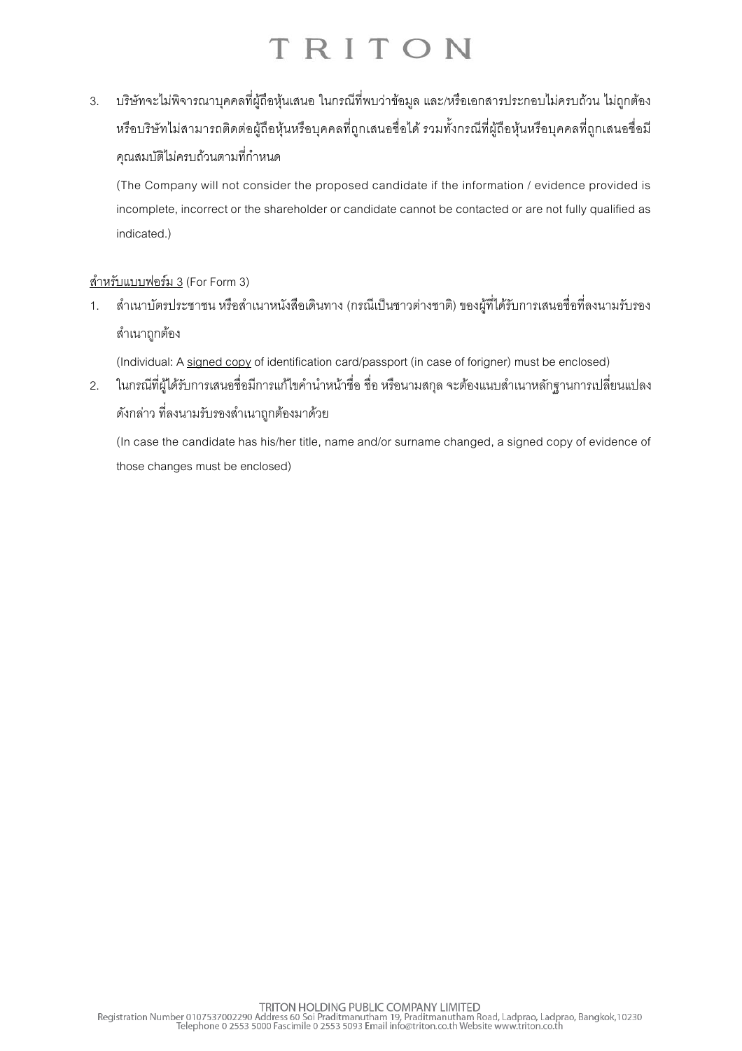3. บริษัทจะไม่พิจารณาบุคคลที่ผู้ถือหุ้นเสนอ ในกรณีที่พบว่าข้อมูล และ/หรือเอกสารประกอบไม่ครบถ้วน ไม่ถูกต้อง หรือบริษัทไม่สามารถติดต่อผู้ถือหุ้นหรือบุคคลที่ถูกเสนอชื่อได้ รวมทั้งกรณีที่ผู้ถือหุ้นหรือบุคคลที่ถูกเสนอชื่อมีคุณสมบัติไม่ครบถ้วนตามที่กำหนด

   (The Company will not consider the proposed candidate if the information / evidence provided is incomplete, incorrect or the shareholder or candidate cannot be contacted or are not fully qualified as indicated.)

<u>สำหรับแบบฟอร์ม 3</u> (For Form 3)

1. สำเนาบัตรประชาชน หรือสำเนาหนังสือเดินทาง (กรณีเป็นชาวต่างชาติ) ของผู้ที่ได้รับการเสนอชื่อที่ลงนามรับรองสำเนาถูกต้อง

   (Individual: A <u>signed copy</u> of identification card/passport (in case of forigner) must be enclosed)

2. ในกรณีที่ผู้ได้รับการเสนอชื่อมีการแก้ไขคำนำหน้าชื่อ ชื่อ หรือนามสกุล จะต้องแนบสำเนาหลักฐานการเปลี่ยนแปลงดังกล่าว ที่ลงนามรับรองสำเนาถูกต้องมาด้วย

   (In case the candidate has his/her title, name and/or surname changed, a signed copy of evidence of those changes must be enclosed)